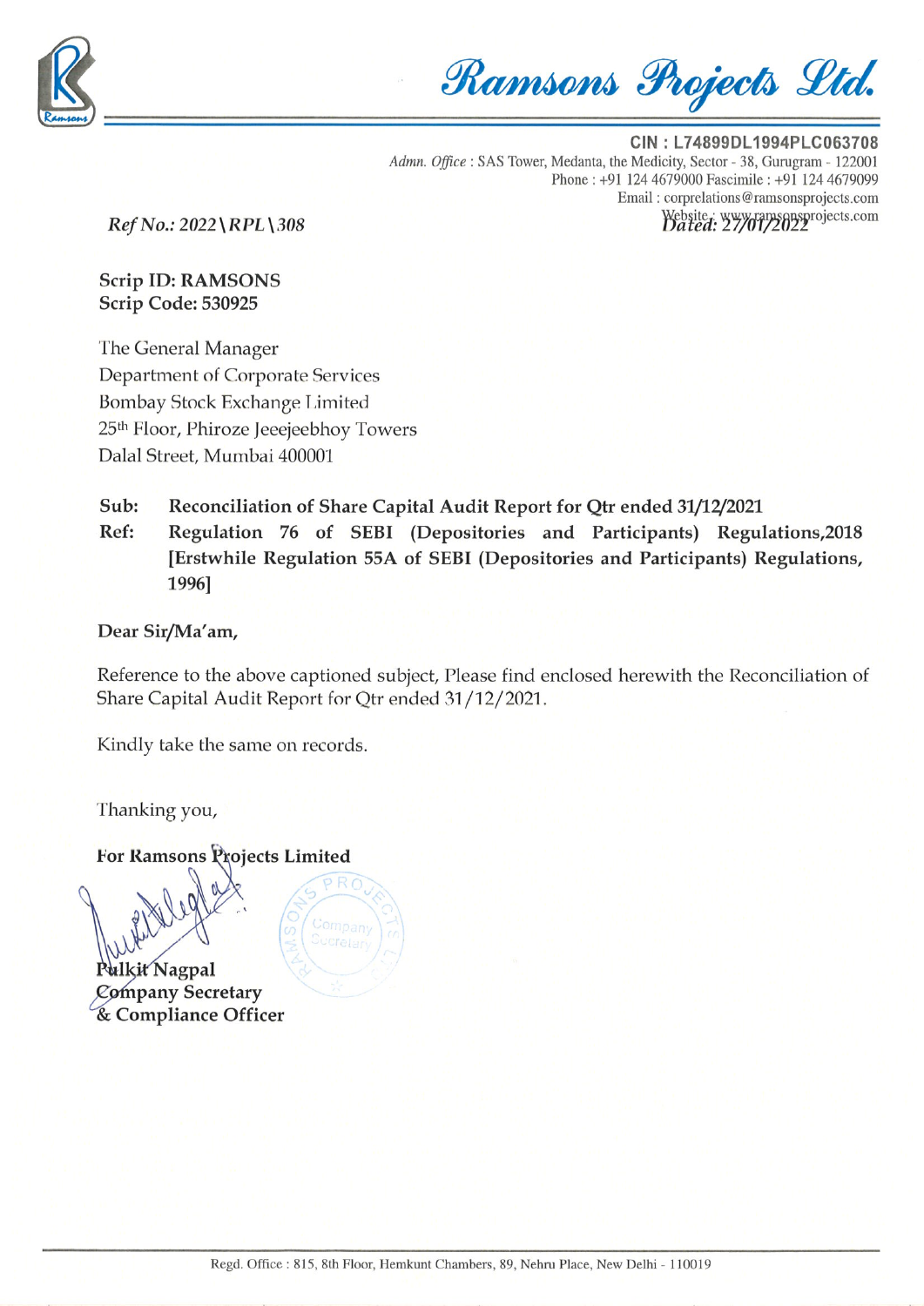# Ramsons Projects Ltd.

**CIN : L74899DL1994PLC063708**

*Admn. Office* : SAS Tower, Medanta, the Medicity, Sector - 38, Gurugram - 122001
Phone : +91 124 4679000 Fascimile : +91 124 4679099
Email : corprelations@ramsonsprojects.com
Website : www.ramsonsprojects.com

*Ref No.: 2022\RPL\308*

*Dated: 27/01/2022*

**Scrip ID: RAMSONS**
**Scrip Code: 530925**

The General Manager
Department of Corporate Services
Bombay Stock Exchange Limited
25th Floor, Phiroze Jeeejeebhoy Towers
Dalal Street, Mumbai 400001

**Sub: Reconciliation of Share Capital Audit Report for Qtr ended 31/12/2021**

**Ref: Regulation 76 of SEBI (Depositories and Participants) Regulations,2018 [Erstwhile Regulation 55A of SEBI (Depositories and Participants) Regulations, 1996]**

**Dear Sir/Ma'am,**

Reference to the above captioned subject, Please find enclosed herewith the Reconciliation of Share Capital Audit Report for Qtr ended 31/12/2021.

Kindly take the same on records.

Thanking you,

**For Ramsons Projects Limited**

**Pulkit Nagpal**
**Company Secretary**
**& Compliance Officer**

Regd. Office : 815, 8th Floor, Hemkunt Chambers, 89, Nehru Place, New Delhi - 110019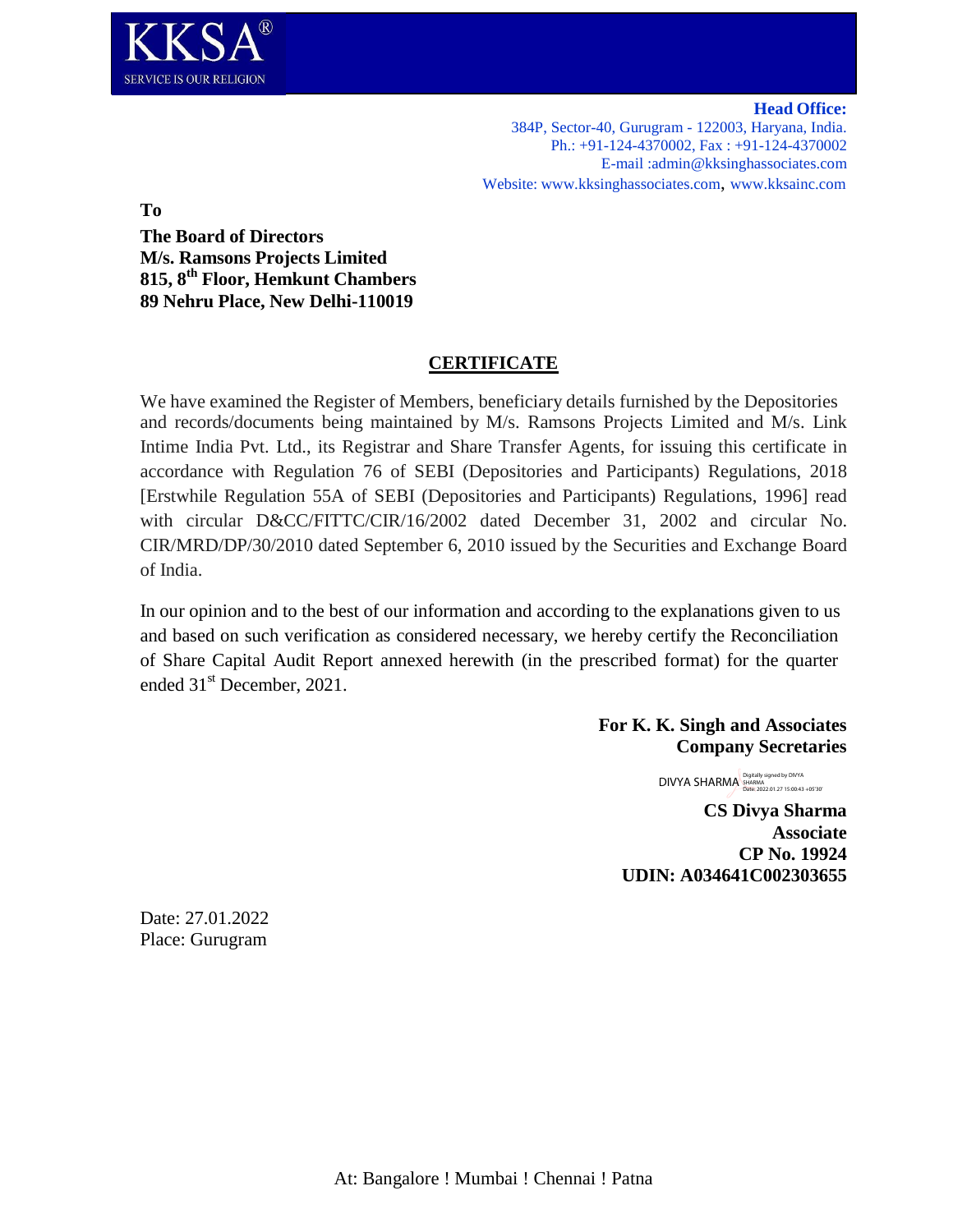**KKSA®**
SERVICE IS OUR RELIGION

**Head Office:**
384P, Sector-40, Gurugram - 122003, Haryana, India.
Ph.: +91-124-4370002, Fax : +91-124-4370002
E-mail :admin@kksinghassociates.com
Website: www.kksinghassociates.com, www.kksainc.com

**To**

**The Board of Directors**
**M/s. Ramsons Projects Limited**
**815, 8th Floor, Hemkunt Chambers**
**89 Nehru Place, New Delhi-110019**

## CERTIFICATE

We have examined the Register of Members, beneficiary details furnished by the Depositories and records/documents being maintained by M/s. Ramsons Projects Limited and M/s. Link Intime India Pvt. Ltd., its Registrar and Share Transfer Agents, for issuing this certificate in accordance with Regulation 76 of SEBI (Depositories and Participants) Regulations, 2018 [Erstwhile Regulation 55A of SEBI (Depositories and Participants) Regulations, 1996] read with circular D&CC/FITTC/CIR/16/2002 dated December 31, 2002 and circular No. CIR/MRD/DP/30/2010 dated September 6, 2010 issued by the Securities and Exchange Board of India.

In our opinion and to the best of our information and according to the explanations given to us and based on such verification as considered necessary, we hereby certify the Reconciliation of Share Capital Audit Report annexed herewith (in the prescribed format) for the quarter ended 31st December, 2021.

**For K. K. Singh and Associates**
**Company Secretaries**

DIVYA SHARMA Digitally signed by DIVYA SHARMA Date: 2022.01.27 15:00:43 +05'30'

**CS Divya Sharma**
**Associate**
**CP No. 19924**
**UDIN: A034641C002303655**

Date: 27.01.2022
Place: Gurugram

At: Bangalore ! Mumbai ! Chennai ! Patna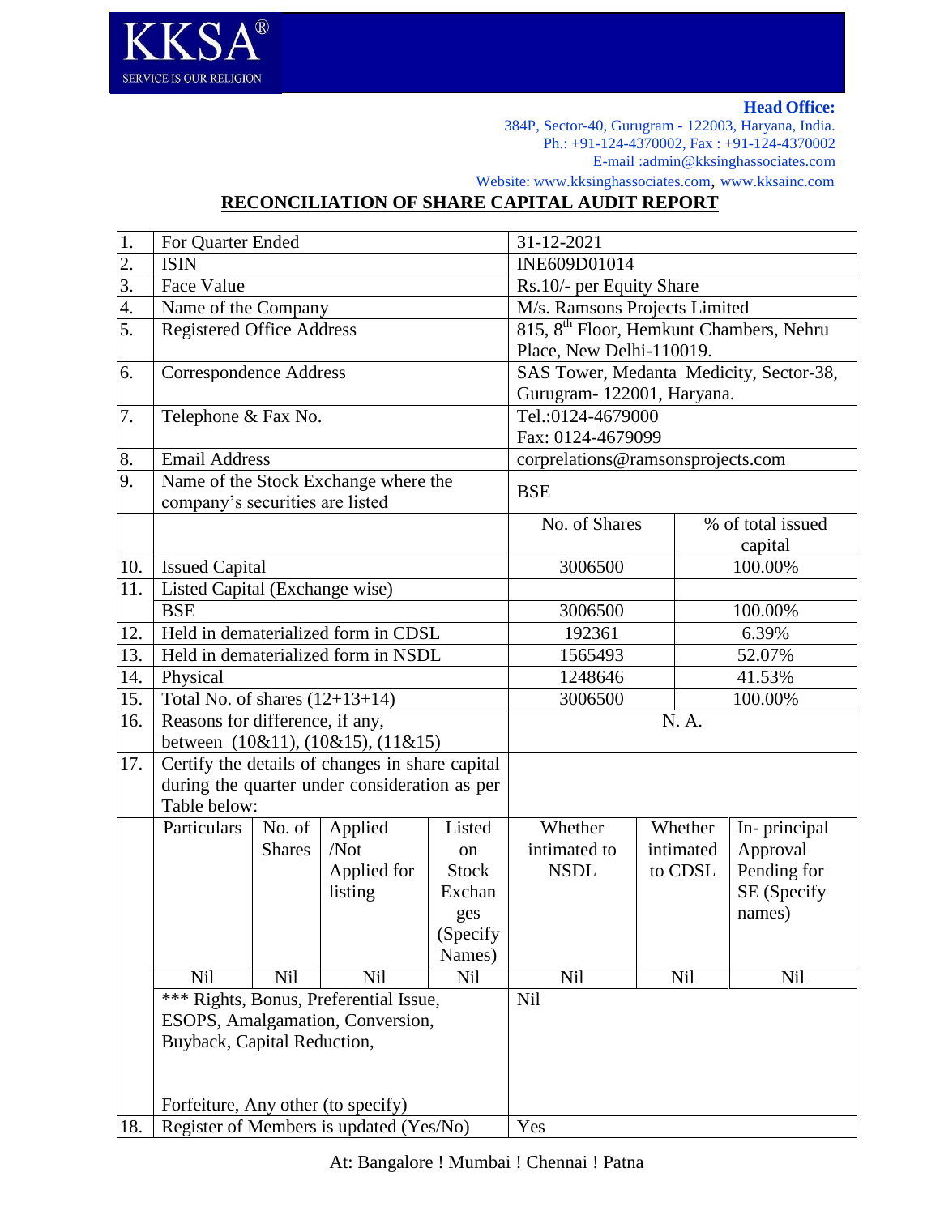KKSA®
SERVICE IS OUR RELIGION

**Head Office:**
384P, Sector-40, Gurugram - 122003, Haryana, India.
Ph.: +91-124-4370002, Fax : +91-124-4370002
E-mail :admin@kksinghassociates.com
Website: www.kksinghassociates.com, www.kksainc.com

## RECONCILIATION OF SHARE CAPITAL AUDIT REPORT

| | | | |
|---|---|---|---|
| 1. | For Quarter Ended | 31-12-2021 | |
| 2. | ISIN | INE609D01014 | |
| 3. | Face Value | Rs.10/- per Equity Share | |
| 4. | Name of the Company | M/s. Ramsons Projects Limited | |
| 5. | Registered Office Address | 815, 8th Floor, Hemkunt Chambers, Nehru Place, New Delhi-110019. | |
| 6. | Correspondence Address | SAS Tower, Medanta Medicity, Sector-38, Gurugram- 122001, Haryana. | |
| 7. | Telephone & Fax No. | Tel.:0124-4679000 Fax: 0124-4679099 | |
| 8. | Email Address | corprelations@ramsonsprojects.com | |
| 9. | Name of the Stock Exchange where the company's securities are listed | BSE | |
| | | No. of Shares | % of total issued capital |
| 10. | Issued Capital | 3006500 | 100.00% |
| 11. | Listed Capital (Exchange wise) | | |
| | BSE | 3006500 | 100.00% |
| 12. | Held in dematerialized form in CDSL | 192361 | 6.39% |
| 13. | Held in dematerialized form in NSDL | 1565493 | 52.07% |
| 14. | Physical | 1248646 | 41.53% |
| 15. | Total No. of shares (12+13+14) | 3006500 | 100.00% |
| 16. | Reasons for difference, if any, between (10&11), (10&15), (11&15) | N. A. | |
| 17. | Certify the details of changes in share capital during the quarter under consideration as per Table below: | | |

| Particulars | No. of Shares | Applied /Not Applied for listing | Listed on Stock Exchanges (Specify Names) | Whether intimated to NSDL | Whether intimated to CDSL | In- principal Approval Pending for SE (Specify names) |
|---|---|---|---|---|---|---|
| Nil | Nil | Nil | Nil | Nil | Nil | Nil |

| | | |
|---|---|---|
| | *** Rights, Bonus, Preferential Issue, ESOPS, Amalgamation, Conversion, Buyback, Capital Reduction, Forfeiture, Any other (to specify) | Nil |
| 18. | Register of Members is updated (Yes/No) | Yes |

At: Bangalore ! Mumbai ! Chennai ! Patna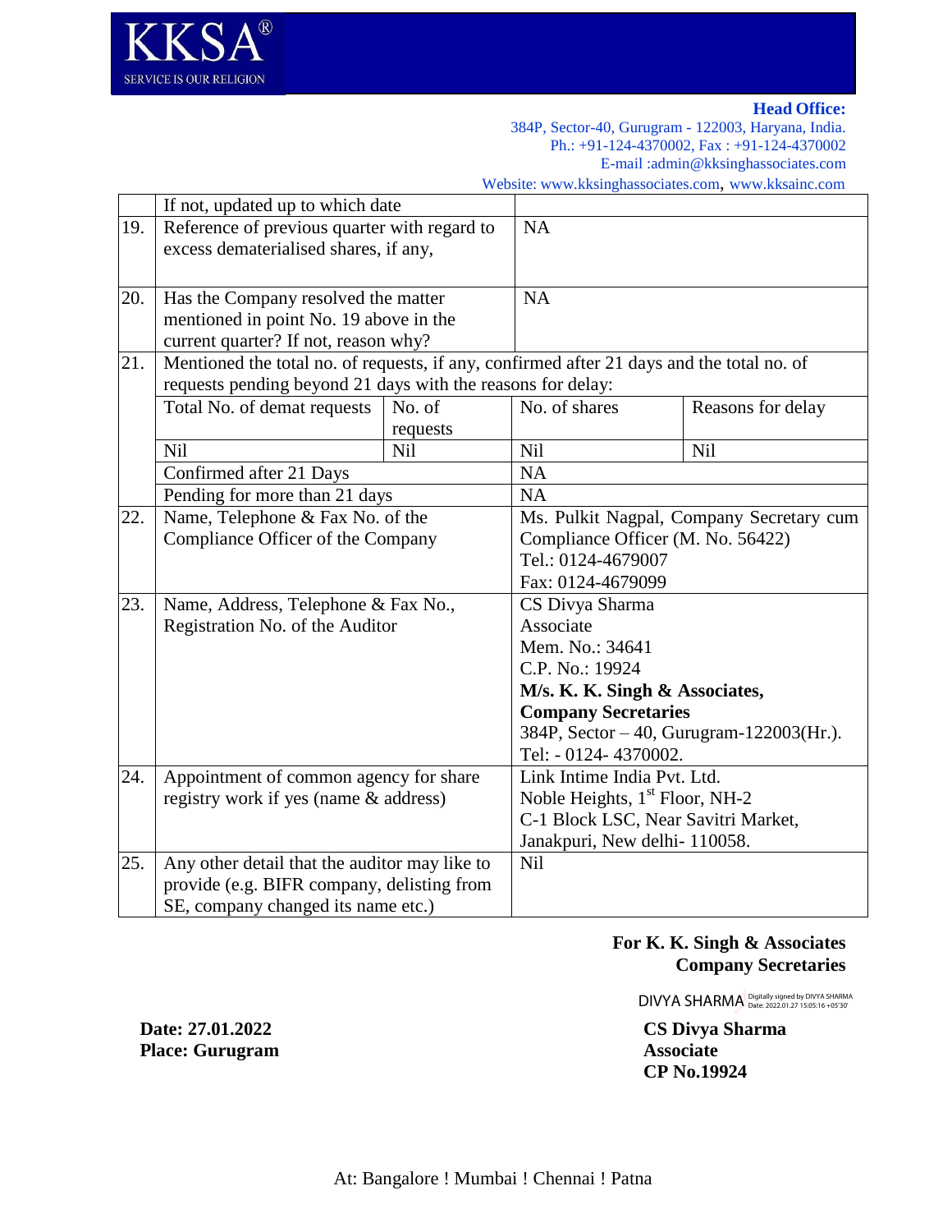KKSA®
SERVICE IS OUR RELIGION

**Head Office:**
384P, Sector-40, Gurugram - 122003, Haryana, India.
Ph.: +91-124-4370002, Fax : +91-124-4370002
E-mail :admin@kksinghassociates.com
Website: www.kksinghassociates.com, www.kksainc.com

| | | | | |
|---|---|---|---|---|
| | If not, updated up to which date | | | |
| 19. | Reference of previous quarter with regard to excess dematerialised shares, if any, | | NA | |
| 20. | Has the Company resolved the matter mentioned in point No. 19 above in the current quarter? If not, reason why? | | NA | |
| 21. | Mentioned the total no. of requests, if any, confirmed after 21 days and the total no. of requests pending beyond 21 days with the reasons for delay: | | | |
| | Total No. of demat requests | No. of requests | No. of shares | Reasons for delay |
| | Nil | Nil | Nil | Nil |
| | Confirmed after 21 Days | | NA | |
| | Pending for more than 21 days | | NA | |
| 22. | Name, Telephone & Fax No. of the Compliance Officer of the Company | | Ms. Pulkit Nagpal, Company Secretary cum Compliance Officer (M. No. 56422)<br>Tel.: 0124-4679007<br>Fax: 0124-4679099 | |
| 23. | Name, Address, Telephone & Fax No., Registration No. of the Auditor | | CS Divya Sharma<br>Associate<br>Mem. No.: 34641<br>C.P. No.: 19924<br>**M/s. K. K. Singh & Associates,**<br>**Company Secretaries**<br>384P, Sector – 40, Gurugram-122003(Hr.).<br>Tel: - 0124- 4370002. | |
| 24. | Appointment of common agency for share registry work if yes (name & address) | | Link Intime India Pvt. Ltd.<br>Noble Heights, 1st Floor, NH-2<br>C-1 Block LSC, Near Savitri Market,<br>Janakpuri, New delhi- 110058. | |
| 25. | Any other detail that the auditor may like to provide (e.g. BIFR company, delisting from SE, company changed its name etc.) | | Nil | |

**For K. K. Singh & Associates**
**Company Secretaries**

DIVYA SHARMA Digitally signed by DIVYA SHARMA Date: 2022.01.27 15:05:16 +05'30'

**Date: 27.01.2022**
**Place: Gurugram**

**CS Divya Sharma**
**Associate**
**CP No.19924**

At: Bangalore ! Mumbai ! Chennai ! Patna